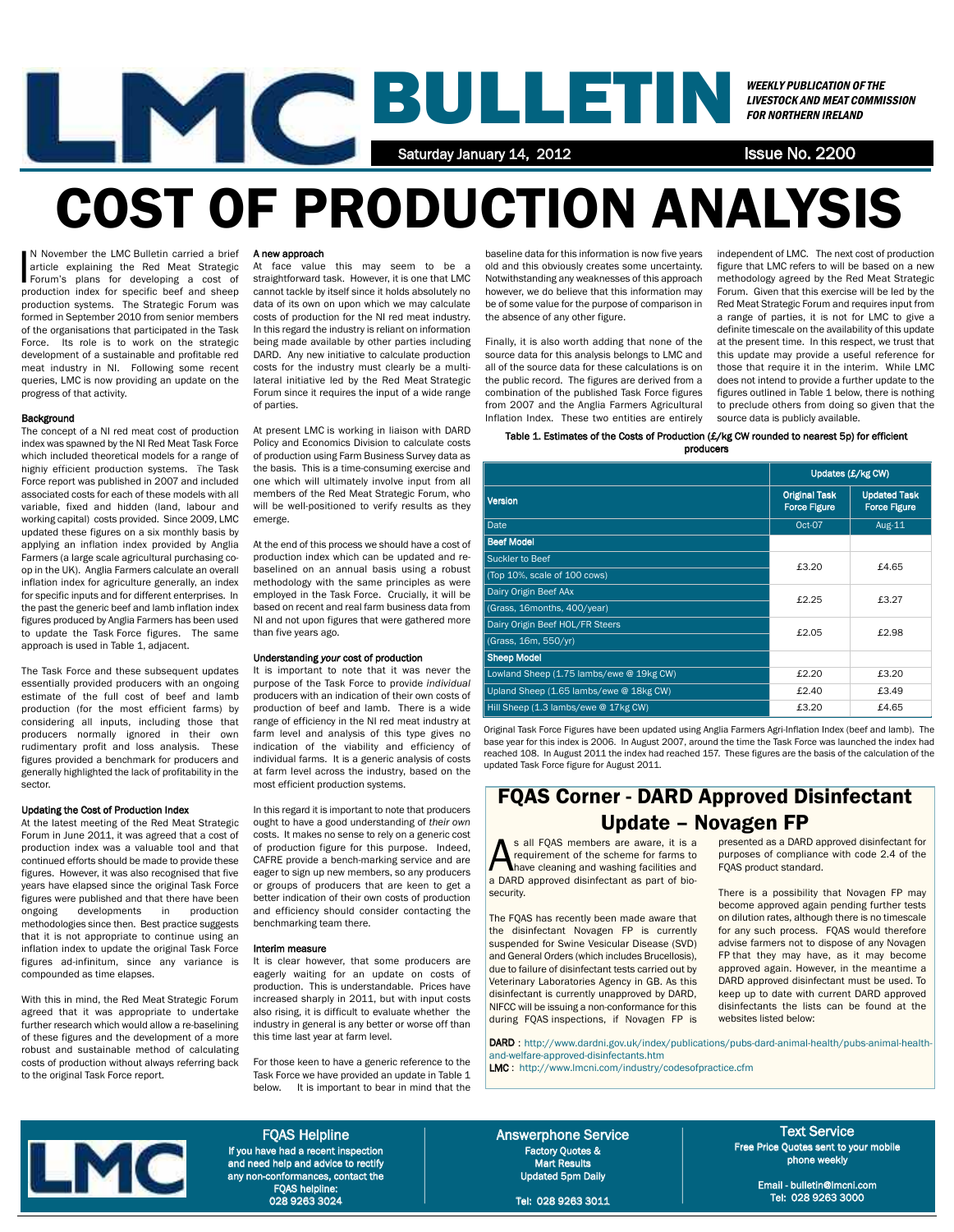# LMC BULLETIN

*WEEKLY PUBLICATION OF THE LIVESTOCK AND MEAT COMMISSION FOR NORTHERN IRELAND*

Saturday January 14, 2012 — Issue No. 2200

# COST OF PRODUCTION ANALYSIS

In November the LMC Bulletin carried a brief article explaining the Red Meat Strategic Forum's plans for developing a cost of production index for specific beef and sheep production systems. The Strategic Forum was formed in September 2010 from senior members of the organisations that participated in the Task Force. Its role is to work on the strategic development of a sustainable and profitable red meat industry in NI. Following some recent queries, LMC is now providing an update on the progress of that activity.

### Background

The concept of a NI red meat cost of production index was spawned by the NI Red Meat Task Force which included theoretical models for a range of highly efficient production systems. The Task Force report was published in 2007 and included associated costs for each of these models with all variable, fixed and hidden (land, labour and working capital) costs provided. Since 2009, LMC updated these figures on a six monthly basis by applying an inflation index provided by Anglia Farmers (a large scale agricultural purchasing co-op in the UK). Anglia Farmers calculate an overall inflation index for agriculture generally, an index for specific inputs and for different enterprises. In the past the generic beef and lamb inflation index figures produced by Anglia Farmers has been used to update the Task Force figures. The same approach is used in Table 1, adjacent.

The Task Force and these subsequent updates essentially provided producers with an ongoing estimate of the full cost of beef and lamb production (for the most efficient farms) by considering all inputs, including those that producers normally ignored in their own rudimentary profit and loss analysis. These figures provided a benchmark for producers and generally highlighted the lack of profitability in the sector.

### Updating the Cost of Production Index

At the latest meeting of the Red Meat Strategic Forum in June 2011, it was agreed that a cost of production index was a valuable tool and that continued efforts should be made to provide these figures. However, it was also recognised that five years have elapsed since the original Task Force figures were published and that there have been ongoing developments in production methodologies since then. Best practice suggests that it is not appropriate to continue using an inflation index to update the original Task Force figures ad-infinitum, since any variance is compounded as time elapses.

With this in mind, the Red Meat Strategic Forum agreed that it was appropriate to undertake further research which would allow a re-baselining of these figures and the development of a more robust and sustainable method of calculating costs of production without always referring back to the original Task Force report.

### A new approach

At face value this may seem to be a straightforward task. However, it is one that LMC cannot tackle by itself since it holds absolutely no data of its own on upon which we may calculate costs of production for the NI red meat industry. In this regard the industry is reliant on information being made available by other parties including DARD. Any new initiative to calculate production costs for the industry must clearly be a multi-lateral initiative led by the Red Meat Strategic Forum since it requires the input of a wide range of parties.

At present LMC is working in liaison with DARD Policy and Economics Division to calculate costs of production using Farm Business Survey data as the basis. This is a time-consuming exercise and one which will ultimately involve input from all members of the Red Meat Strategic Forum, who will be well-positioned to verify results as they emerge.

At the end of this process we should have a cost of production index which can be updated and re-baselined on an annual basis using a robust methodology with the same principles as were employed in the Task Force. Crucially, it will be based on recent and real farm business data from NI and not upon figures that were gathered more than five years ago.

### Understanding *your* cost of production

It is important to note that it was never the purpose of the Task Force to provide *individual* producers with an indication of their own costs of production of beef and lamb. There is a wide range of efficiency in the NI red meat industry at farm level and analysis of this type gives no indication of the viability and efficiency of individual farms. It is a generic analysis of costs at farm level across the industry, based on the most efficient production systems.

In this regard it is important to note that producers ought to have a good understanding of *their own* costs. It makes no sense to rely on a generic cost of production figure for this purpose. Indeed, CAFRE provide a bench-marking service and are eager to sign up new members, so any producers or groups of producers that are keen to get a better indication of their own costs of production and efficiency should consider contacting the benchmarking team there.

### Interim measure

It is clear however, that some producers are eagerly waiting for an update on costs of production. This is understandable. Prices have increased sharply in 2011, but with input costs also rising, it is difficult to evaluate whether the industry in general is any better or worse off than this time last year at farm level.

For those keen to have a generic reference to the Task Force we have provided an update in Table 1 below. It is important to bear in mind that the baseline data for this information is now five years old and this obviously creates some uncertainty. Notwithstanding any weaknesses of this approach however, we do believe that this information may be of some value for the purpose of comparison in the absence of any other figure.

Finally, it is also worth adding that none of the source data for this analysis belongs to LMC and all of the source data for these calculations is on the public record. The figures are derived from a combination of the published Task Force figures from 2007 and the Anglia Farmers Agricultural Inflation Index. These two entities are entirely independent of LMC. The next cost of production figure that LMC refers to will be based on a new methodology agreed by the Red Meat Strategic Forum. Given that this exercise will be led by the Red Meat Strategic Forum and requires input from a range of parties, it is not for LMC to give a definite timescale on the availability of this update at the present time. In this respect, we trust that this update may provide a useful reference for those that require it in the interim. While LMC does not intend to provide a further update to the figures outlined in Table 1 below, there is nothing to preclude others from doing so given that the source data is publicly available.

**Table 1. Estimates of the Costs of Production (£/kg CW rounded to nearest 5p) for efficient producers**

| | Updates (£/kg CW) | |
|---|---|---|
| **Version** | **Original Task Force Figure** | **Updated Task Force Figure** |
| Date | Oct-07 | Aug-11 |
| **Beef Model** | | |
| Suckler to Beef (Top 10%, scale of 100 cows) | £3.20 | £4.65 |
| Dairy Origin Beef AAx (Grass, 16months, 400/year) | £2.25 | £3.27 |
| Dairy Origin Beef HOL/FR Steers (Grass, 16m, 550/yr) | £2.05 | £2.98 |
| **Sheep Model** | | |
| Lowland Sheep (1.75 lambs/ewe @ 19kg CW) | £2.20 | £3.20 |
| Upland Sheep (1.65 lambs/ewe @ 18kg CW) | £2.40 | £3.49 |
| Hill Sheep (1.3 lambs/ewe @ 17kg CW) | £3.20 | £4.65 |

Original Task Force Figures have been updated using Anglia Farmers Agri-Inflation Index (beef and lamb). The base year for this index is 2006. In August 2007, around the time the Task Force was launched the index had reached 108. In August 2011 the index had reached 157. These figures are the basis of the calculation of the updated Task Force figure for August 2011.

## FQAS Corner - DARD Approved Disinfectant Update – Novagen FP

As all FQAS members are aware, it is a requirement of the scheme for farms to have cleaning and washing facilities and a DARD approved disinfectant as part of bio-security.

The FQAS has recently been made aware that the disinfectant Novagen FP is currently suspended for Swine Vesicular Disease (SVD) and General Orders (which includes Brucellosis), due to failure of disinfectant tests carried out by Veterinary Laboratories Agency in GB. As this disinfectant is currently unapproved by DARD, NIFCC will be issuing a non-conformance for this during FQAS inspections, if Novagen FP is presented as a DARD approved disinfectant for purposes of compliance with code 2.4 of the FQAS product standard.

There is a possibility that Novagen FP may become approved again pending further tests on dilution rates, although there is no timescale for any such process. FQAS would therefore advise farmers not to dispose of any Novagen FP that they may have, as it may become approved again. However, in the meantime a DARD approved disinfectant must be used. To keep up to date with current DARD approved disinfectants the lists can be found at the websites listed below:

**DARD** : http://www.dardni.gov.uk/index/publications/pubs-dard-animal-health/pubs-animal-health-and-welfare-approved-disinfectants.htm

**LMC** : http://www.lmcni.com/industry/codesofpractice.cfm

**FQAS Helpline**
If you have had a recent inspection and need help and advice to rectify any non-conformances, contact the FQAS helpline: 028 9263 3024

**Answerphone Service**
Factory Quotes & Mart Results Updated 5pm Daily
Tel: 028 9263 3011

**Text Service**
Free Price Quotes sent to your mobile phone weekly
Email - bulletin@lmcni.com
Tel: 028 9263 3000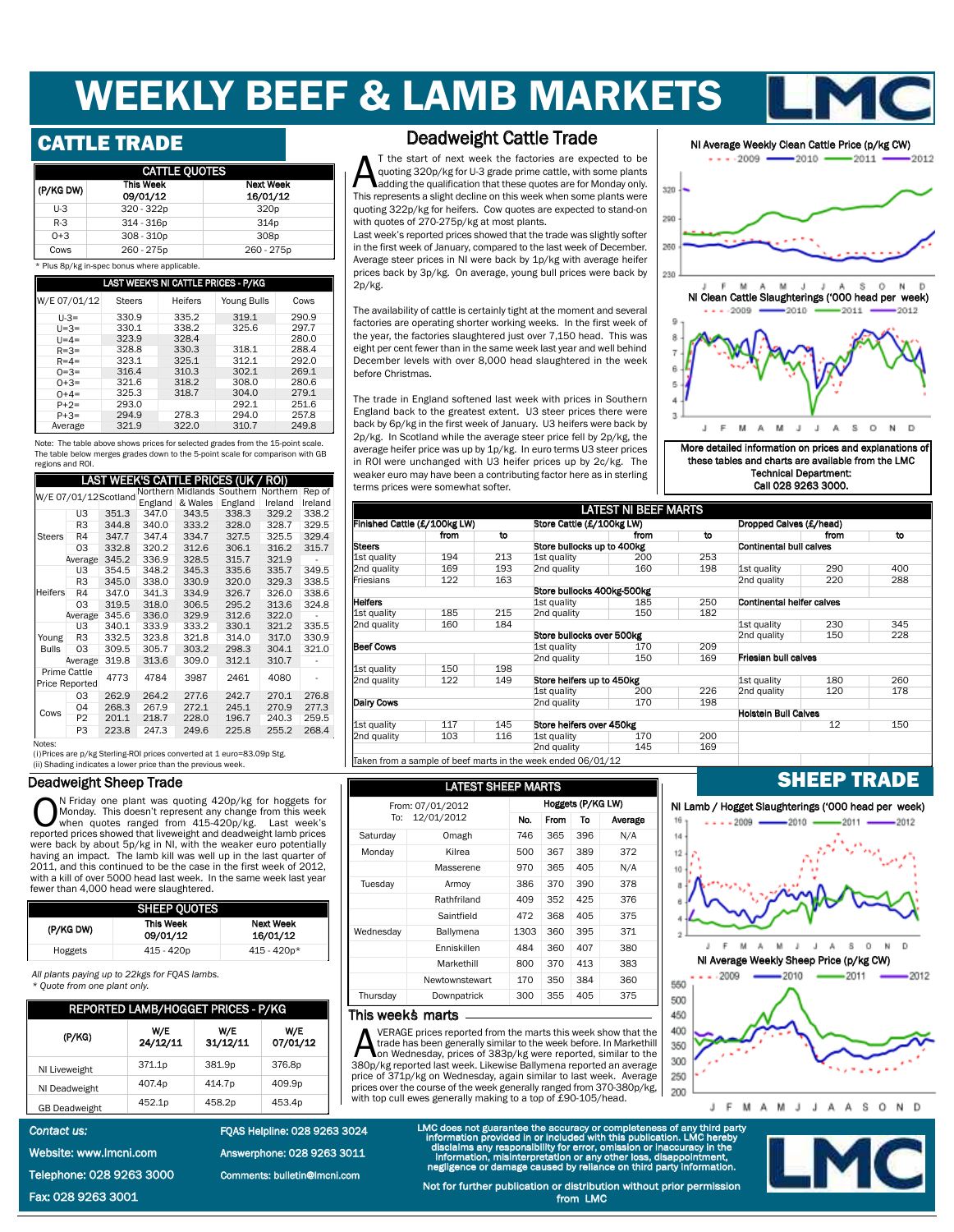# WEEKLY BEEF & LAMB MARKETS

LMC

## CATTLE TRADE

| CATTLE QUOTES | | |
|---|---|---|
| (P/KG DW) | This Week 09/01/12 | Next Week 16/01/12 |
| U-3 | 320 - 322p | 320p |
| R-3 | 314 - 316p | 314p |
| O+3 | 308 - 310p | 308p |
| Cows | 260 - 275p | 260 - 275p |

\* Plus 8p/kg in-spec bonus where applicable.

| LAST WEEK'S NI CATTLE PRICES - P/KG | | | | |
|---|---|---|---|---|
| W/E 07/01/12 | Steers | Heifers | Young Bulls | Cows |
| U-3= | 330.9 | 335.2 | 319.1 | 290.9 |
| U=3= | 330.1 | 338.2 | 325.6 | 297.7 |
| U=4= | 323.9 | 328.4 | | 280.0 |
| R=3= | 328.8 | 330.3 | 318.1 | 288.4 |
| R=4= | 323.1 | 325.1 | 312.1 | 292.0 |
| O=3= | 316.4 | 310.3 | 302.1 | 269.1 |
| O+3= | 321.6 | 318.2 | 308.0 | 280.6 |
| O+4= | 325.3 | 318.7 | 304.0 | 279.1 |
| P+2= | 293.0 | | 292.1 | 251.6 |
| P+3= | 294.9 | 278.3 | 294.0 | 257.8 |
| Average | 321.9 | 322.0 | 310.7 | 249.8 |

Note: The table above shows prices for selected grades from the 15-point scale. The table below merges grades down to the 5-point scale for comparison with GB regions and ROI.

| LAST WEEK'S CATTLE PRICES (UK / ROI) | | | | | | | |
|---|---|---|---|---|---|---|---|
| W/E 07/01/12 | | Scotland | Northern England | Midlands & Wales | Southern England | Northern Ireland | Rep of Ireland |
| Steers | U3 | 351.3 | 347.0 | 343.5 | 338.3 | 329.2 | 338.2 |
| | R3 | 344.8 | 340.0 | 333.2 | 328.0 | 328.7 | 329.5 |
| | R4 | 347.7 | 347.4 | 334.7 | 327.5 | 325.5 | 329.4 |
| | O3 | 332.8 | 320.2 | 312.6 | 306.1 | 316.2 | 315.7 |
| | Average | 345.2 | 336.9 | 328.5 | 315.7 | 321.9 | - |
| Heifers | U3 | 354.5 | 348.2 | 345.3 | 335.6 | 335.7 | 349.5 |
| | R3 | 345.0 | 338.0 | 330.9 | 320.0 | 329.3 | 338.5 |
| | R4 | 347.0 | 341.3 | 334.9 | 326.7 | 326.0 | 338.6 |
| | O3 | 319.5 | 318.0 | 306.5 | 295.2 | 313.6 | 324.8 |
| | Average | 345.6 | 336.0 | 329.9 | 312.6 | 322.0 | - |
| Young Bulls | U3 | 340.1 | 333.9 | 333.2 | 330.1 | 321.2 | 335.5 |
| | R3 | 332.5 | 323.8 | 321.8 | 314.0 | 317.0 | 330.9 |
| | O3 | 309.5 | 305.7 | 303.2 | 298.3 | 304.1 | 321.0 |
| | Average | 319.8 | 313.6 | 309.0 | 312.1 | 310.7 | - |
| Prime Cattle Price Reported | | 4773 | 4784 | 3987 | 2461 | 4080 | - |
| Cows | O3 | 262.9 | 264.2 | 277.6 | 242.7 | 270.1 | 276.8 |
| | O4 | 268.3 | 267.9 | 272.1 | 245.1 | 270.9 | 277.3 |
| | P2 | 201.1 | 218.7 | 228.0 | 196.7 | 240.3 | 259.5 |
| | P3 | 223.8 | 247.3 | 249.6 | 225.8 | 255.2 | 268.4 |

Notes:
(i)Prices are p/kg Sterling-ROI prices converted at 1 euro=83.09p Stg.
(ii) Shading indicates a lower price than the previous week.

## Deadweight Cattle Trade

At the start of next week the factories are expected to be quoting 320p/kg for U-3 grade prime cattle, with some plants adding the qualification that these quotes are for Monday only. This represents a slight decline on this week when some plants were quoting 322p/kg for heifers. Cow quotes are expected to stand-on with quotes of 270-275p/kg at most plants.

Last week's reported prices showed that the trade was slightly softer in the first week of January, compared to the last week of December. Average steer prices in NI were back by 1p/kg with average heifer prices back by 3p/kg. On average, young bull prices were back by 2p/kg.

The availability of cattle is certainly tight at the moment and several factories are operating shorter working weeks. In the first week of the year, the factories slaughtered just over 7,150 head. This was eight per cent fewer than in the same week last year and well behind December levels with over 8,000 head slaughtered in the week before Christmas.

The trade in England softened last week with prices in Southern England back to the greatest extent. U3 steer prices there were back by 6p/kg in the first week of January. U3 heifers were back by 2p/kg. In Scotland while the average steer price fell by 2p/kg, the average heifer price was up by 1p/kg. In euro terms U3 steer prices in ROI were unchanged with U3 heifer prices up by 2c/kg. The weaker euro may have been a contributing factor here as in sterling terms prices were somewhat softer.

NI Average Weekly Clean Cattle Price (p/kg CW)
2009 2010 2011 2012
320
290
260
230
J F M A M J J A S O N D

NI Clean Cattle Slaughterings ('000 head per week)
2009 2010 2011 2012
9
8
7
6
5
4
3
J F M A M J J A S O N D

More detailed information on prices and explanations of these tables and charts are available from the LMC Technical Department: Call 028 9263 3000.

| LATEST NI BEEF MARTS | | | | | | | | |
|---|---|---|---|---|---|---|---|---|
| Finished Cattle (£/100kg LW) | | | Store Cattle (£/100kg LW) | | | Dropped Calves (£/head) | | |
| | from | to | | from | to | | from | to |
| **Steers** | | | Store bullocks up to 400kg | | | Continental bull calves | | |
| 1st quality | 194 | 213 | 1st quality | 200 | 253 | | | |
| 2nd quality | 169 | 193 | 2nd quality | 160 | 198 | 1st quality | 290 | 400 |
| Friesians | 122 | 163 | | | | 2nd quality | 220 | 288 |
| | | | Store bullocks 400kg-500kg | | | | | |
| **Heifers** | | | 1st quality | 185 | 250 | Continental heifer calves | | |
| 1st quality | 185 | 215 | 2nd quality | 150 | 182 | | | |
| 2nd quality | 160 | 184 | | | | 1st quality | 230 | 345 |
| | | | Store bullocks over 500kg | | | 2nd quality | 150 | 228 |
| **Beef Cows** | | | 1st quality | 170 | 209 | | | |
| | | | 2nd quality | 150 | 169 | Friesian bull calves | | |
| 1st quality | 150 | 198 | | | | | | |
| 2nd quality | 122 | 149 | Store heifers up to 450kg | | | 1st quality | 180 | 260 |
| | | | 1st quality | 200 | 226 | 2nd quality | 120 | 178 |
| **Dairy Cows** | | | 2nd quality | 170 | 198 | | | |
| | | | | | | Holstein Bull Calves | | |
| 1st quality | 117 | 145 | Store heifers over 450kg | | | | 12 | 150 |
| 2nd quality | 103 | 116 | 1st quality | 170 | 200 | | | |
| | | | 2nd quality | 145 | 169 | | | |

Taken from a sample of beef marts in the week ended 06/01/12

## SHEEP TRADE

## Deadweight Sheep Trade

On Friday one plant was quoting 420p/kg for hoggets for Monday. This doesn't represent any change from this week when quotes ranged from 415-420p/kg. Last week's reported prices showed that liveweight and deadweight lamb prices were back by about 5p/kg in NI, with the weaker euro potentially having an impact. The lamb kill was well up in the last quarter of 2011, and this continued to be the case in the first week of 2012, with a kill of over 5000 head last week. In the same week last year fewer than 4,000 head were slaughtered.

| SHEEP QUOTES | | |
|---|---|---|
| (P/KG DW) | This Week 09/01/12 | Next Week 16/01/12 |
| Hoggets | 415 - 420p | 415 - 420p* |

*All plants paying up to 22kgs for FQAS lambs.*
*\* Quote from one plant only.*

| REPORTED LAMB/HOGGET PRICES - P/KG | | | |
|---|---|---|---|
| (P/KG) | W/E 24/12/11 | W/E 31/12/11 | W/E 07/01/12 |
| NI Liveweight | 371.1p | 381.9p | 376.8p |
| NI Deadweight | 407.4p | 414.7p | 409.9p |
| GB Deadweight | 452.1p | 458.2p | 453.4p |

| LATEST SHEEP MARTS | | | | | |
|---|---|---|---|---|---|
| From: 07/01/2012 To: 12/01/2012 | | Hoggets (P/KG LW) | | | |
| | | No. | From | To | Average |
| Saturday | Omagh | 746 | 365 | 396 | N/A |
| Monday | Kilrea | 500 | 367 | 389 | 372 |
| | Masserene | 970 | 365 | 405 | N/A |
| Tuesday | Armoy | 386 | 370 | 390 | 378 |
| | Rathfriland | 409 | 352 | 425 | 376 |
| | Saintfield | 472 | 368 | 405 | 375 |
| Wednesday | Ballymena | 1303 | 360 | 395 | 371 |
| | Enniskillen | 484 | 360 | 407 | 380 |
| | Markethill | 800 | 370 | 413 | 383 |
| | Newtownstewart | 170 | 350 | 384 | 360 |
| Thursday | Downpatrick | 300 | 355 | 405 | 375 |

## This week's marts

Average prices reported from the marts this week show that the trade has been generally similar to the week before. In Markethill on Wednesday, prices of 383p/kg were reported, similar to the 380p/kg reported last week. Likewise Ballymena reported an average price of 371p/kg on Wednesday, again similar to last week. Average prices over the course of the week generally ranged from 370-380p/kg, with top cull ewes generally making to a top of £90-105/head.

NI Lamb / Hogget Slaughterings ('000 head per week)
2009 2010 2011 2012
16
14
12
10
8
6
4
2
J F M A M J J A S O N D

NI Average Weekly Sheep Price (p/kg CW)
2009 2010 2011 2012
550
500
450
400
350
300
250
200
J F M A M J J A S O N D

*Contact us:*

Website: www.lmcni.com

Telephone: 028 9263 3000

Fax: 028 9263 3001

FQAS Helpline: 028 9263 3024

Answerphone: 028 9263 3011

Comments: bulletin@lmcni.com

LMC does not guarantee the accuracy or completeness of any third party information provided in or included with this publication. LMC hereby disclaims any responsibility for error, omission or inaccuracy in the information, misinterpretation or any other loss, disappointment, negligence or damage caused by reliance on third party information.

Not for further publication or distribution without prior permission from LMC

LMC